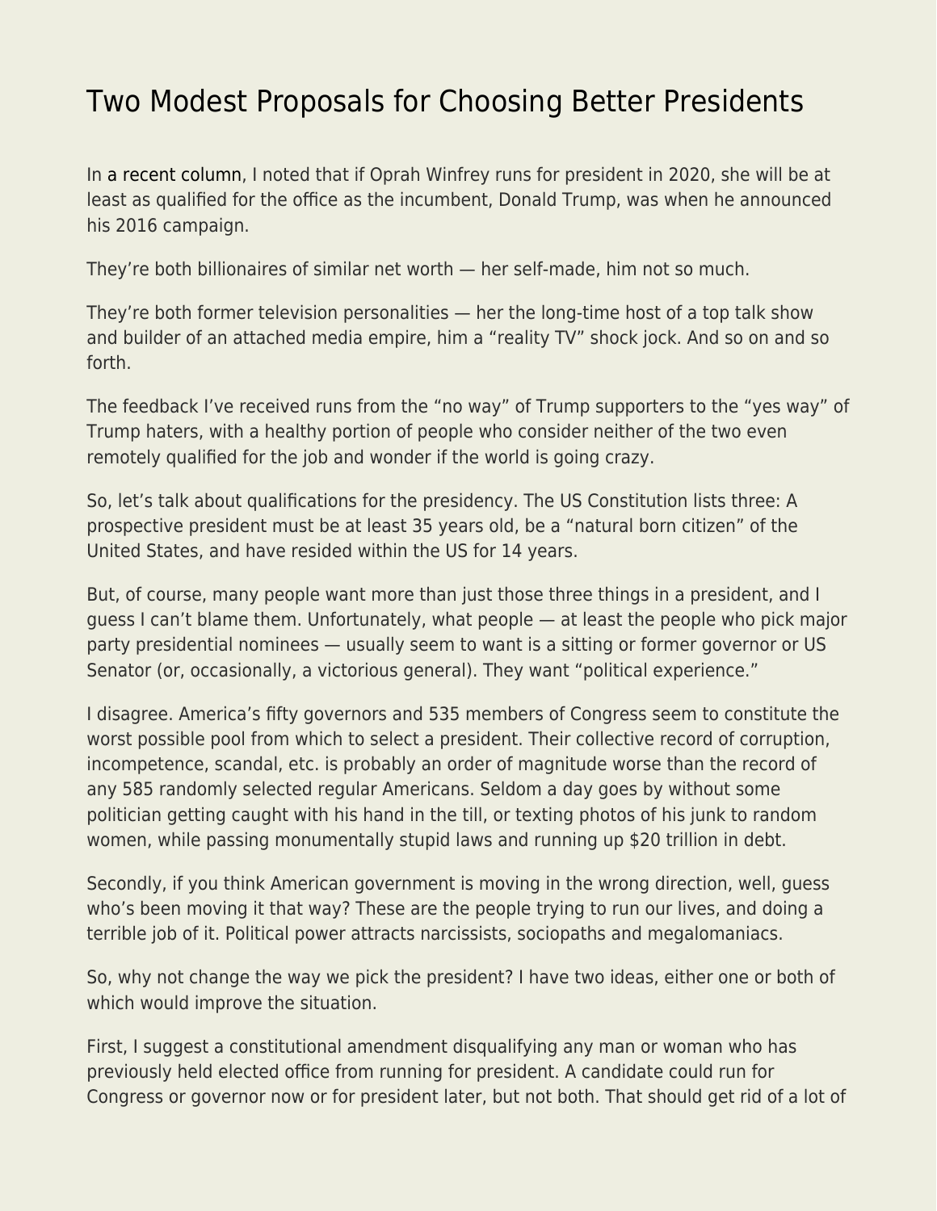# Two Modest Proposals for Choosing Better Presidents

In a recent column, I noted that if Oprah Winfrey runs for president in 2020, she will be at least as qualified for the office as the incumbent, Donald Trump, was when he announced his 2016 campaign.

They're both billionaires of similar net worth — her self-made, him not so much.

They're both former television personalities — her the long-time host of a top talk show and builder of an attached media empire, him a "reality TV" shock jock. And so on and so forth.

The feedback I've received runs from the "no way" of Trump supporters to the "yes way" of Trump haters, with a healthy portion of people who consider neither of the two even remotely qualified for the job and wonder if the world is going crazy.

So, let's talk about qualifications for the presidency. The US Constitution lists three: A prospective president must be at least 35 years old, be a "natural born citizen" of the United States, and have resided within the US for 14 years.

But, of course, many people want more than just those three things in a president, and I guess I can't blame them. Unfortunately, what people — at least the people who pick major party presidential nominees — usually seem to want is a sitting or former governor or US Senator (or, occasionally, a victorious general). They want "political experience."

I disagree. America's fifty governors and 535 members of Congress seem to constitute the worst possible pool from which to select a president. Their collective record of corruption, incompetence, scandal, etc. is probably an order of magnitude worse than the record of any 585 randomly selected regular Americans. Seldom a day goes by without some politician getting caught with his hand in the till, or texting photos of his junk to random women, while passing monumentally stupid laws and running up $20 trillion in debt.

Secondly, if you think American government is moving in the wrong direction, well, guess who's been moving it that way? These are the people trying to run our lives, and doing a terrible job of it. Political power attracts narcissists, sociopaths and megalomaniacs.

So, why not change the way we pick the president? I have two ideas, either one or both of which would improve the situation.

First, I suggest a constitutional amendment disqualifying any man or woman who has previously held elected office from running for president. A candidate could run for Congress or governor now or for president later, but not both. That should get rid of a lot of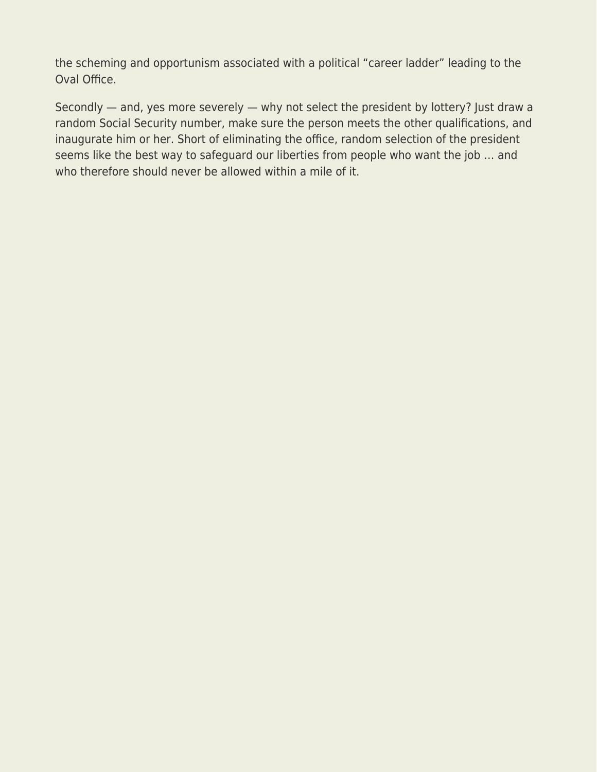the scheming and opportunism associated with a political "career ladder" leading to the Oval Office.

Secondly — and, yes more severely — why not select the president by lottery? Just draw a random Social Security number, make sure the person meets the other qualifications, and inaugurate him or her. Short of eliminating the office, random selection of the president seems like the best way to safeguard our liberties from people who want the job … and who therefore should never be allowed within a mile of it.